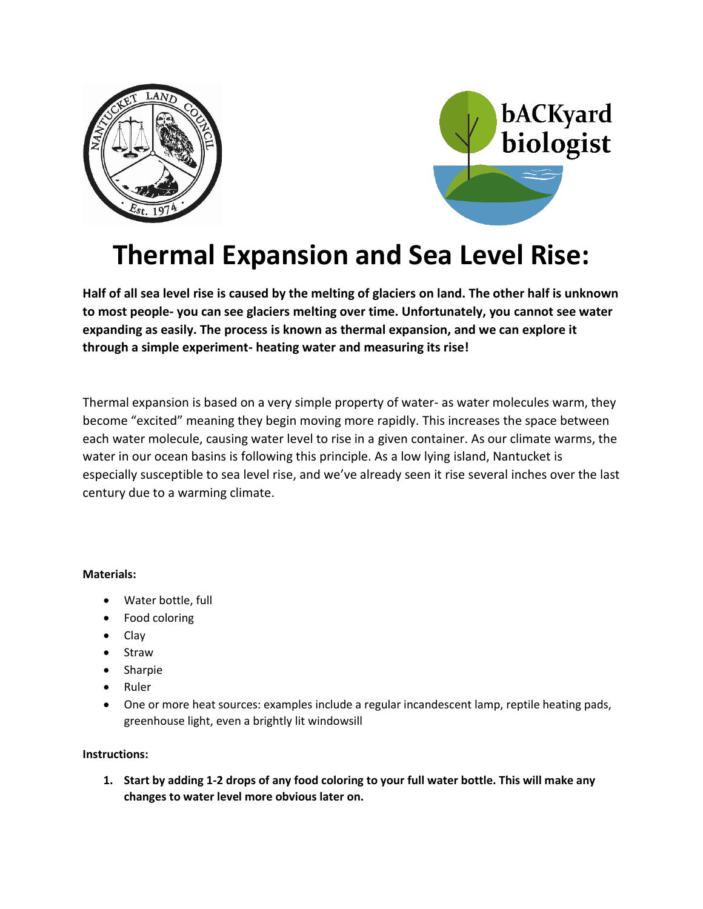# Thermal Expansion and Sea Level Rise:

**Half of all sea level rise is caused by the melting of glaciers on land. The other half is unknown to most people- you can see glaciers melting over time. Unfortunately, you cannot see water expanding as easily. The process is known as thermal expansion, and we can explore it through a simple experiment- heating water and measuring its rise!**

Thermal expansion is based on a very simple property of water- as water molecules warm, they become "excited" meaning they begin moving more rapidly. This increases the space between each water molecule, causing water level to rise in a given container. As our climate warms, the water in our ocean basins is following this principle. As a low lying island, Nantucket is especially susceptible to sea level rise, and we've already seen it rise several inches over the last century due to a warming climate.

**Materials:**

- Water bottle, full
- Food coloring
- Clay
- Straw
- Sharpie
- Ruler
- One or more heat sources: examples include a regular incandescent lamp, reptile heating pads, greenhouse light, even a brightly lit windowsill

**Instructions:**

1. **Start by adding 1-2 drops of any food coloring to your full water bottle. This will make any changes to water level more obvious later on.**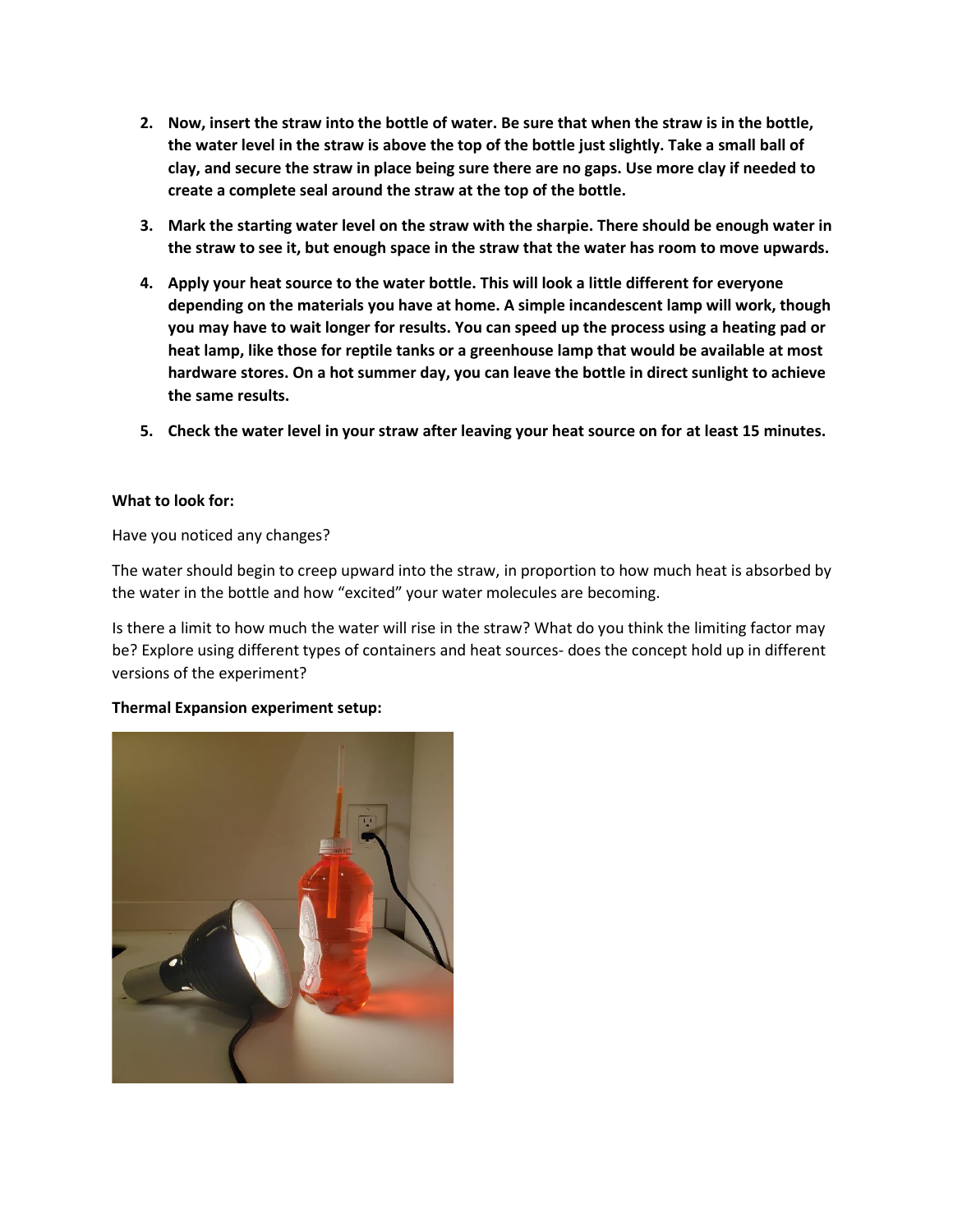2. **Now, insert the straw into the bottle of water. Be sure that when the straw is in the bottle, the water level in the straw is above the top of the bottle just slightly. Take a small ball of clay, and secure the straw in place being sure there are no gaps. Use more clay if needed to create a complete seal around the straw at the top of the bottle.**
3. **Mark the starting water level on the straw with the sharpie. There should be enough water in the straw to see it, but enough space in the straw that the water has room to move upwards.**
4. **Apply your heat source to the water bottle. This will look a little different for everyone depending on the materials you have at home. A simple incandescent lamp will work, though you may have to wait longer for results. You can speed up the process using a heating pad or heat lamp, like those for reptile tanks or a greenhouse lamp that would be available at most hardware stores. On a hot summer day, you can leave the bottle in direct sunlight to achieve the same results.**
5. **Check the water level in your straw after leaving your heat source on for at least 15 minutes.**

**What to look for:**

Have you noticed any changes?

The water should begin to creep upward into the straw, in proportion to how much heat is absorbed by the water in the bottle and how "excited" your water molecules are becoming.

Is there a limit to how much the water will rise in the straw? What do you think the limiting factor may be? Explore using different types of containers and heat sources- does the concept hold up in different versions of the experiment?

**Thermal Expansion experiment setup:**